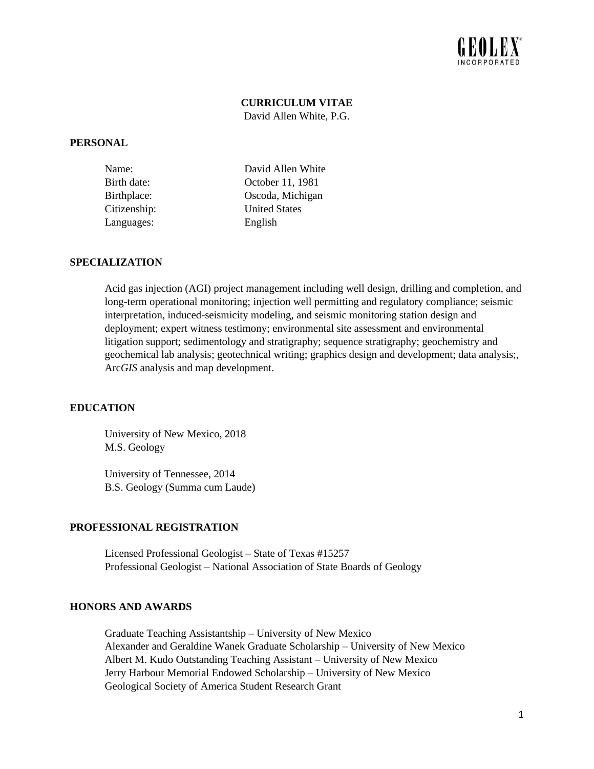GEOLEX INCORPORATED

# CURRICULUM VITAE

David Allen White, P.G.

## PERSONAL

Name: David Allen White
Birth date: October 11, 1981
Birthplace: Oscoda, Michigan
Citizenship: United States
Languages: English

## SPECIALIZATION

Acid gas injection (AGI) project management including well design, drilling and completion, and long-term operational monitoring; injection well permitting and regulatory compliance; seismic interpretation, induced-seismicity modeling, and seismic monitoring station design and deployment; expert witness testimony; environmental site assessment and environmental litigation support; sedimentology and stratigraphy; sequence stratigraphy; geochemistry and geochemical lab analysis; geotechnical writing; graphics design and development; data analysis;, Arc*GIS* analysis and map development.

## EDUCATION

University of New Mexico, 2018
M.S. Geology

University of Tennessee, 2014
B.S. Geology (Summa cum Laude)

## PROFESSIONAL REGISTRATION

Licensed Professional Geologist – State of Texas #15257
Professional Geologist – National Association of State Boards of Geology

## HONORS AND AWARDS

Graduate Teaching Assistantship – University of New Mexico
Alexander and Geraldine Wanek Graduate Scholarship – University of New Mexico
Albert M. Kudo Outstanding Teaching Assistant – University of New Mexico
Jerry Harbour Memorial Endowed Scholarship – University of New Mexico
Geological Society of America Student Research Grant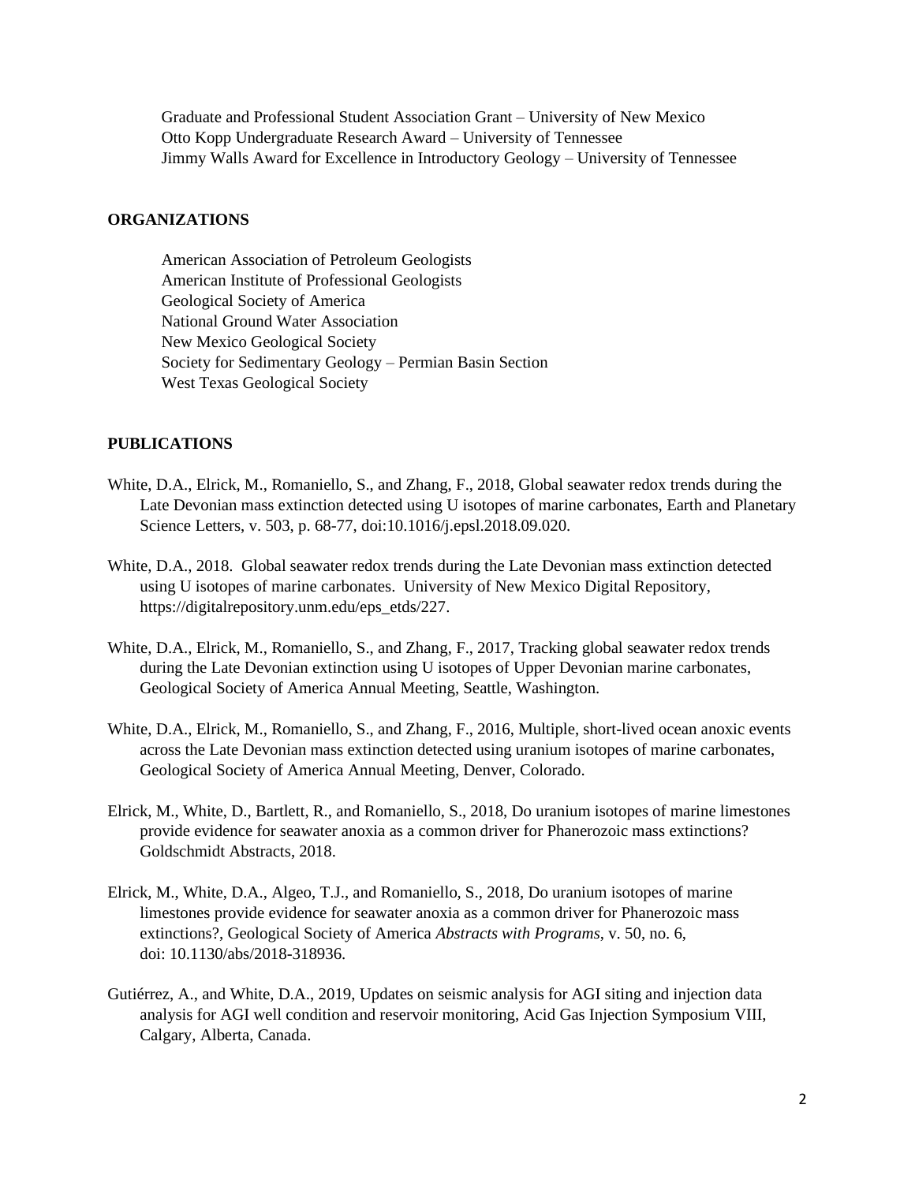Graduate and Professional Student Association Grant – University of New Mexico
Otto Kopp Undergraduate Research Award – University of Tennessee
Jimmy Walls Award for Excellence in Introductory Geology – University of Tennessee

## ORGANIZATIONS

American Association of Petroleum Geologists
American Institute of Professional Geologists
Geological Society of America
National Ground Water Association
New Mexico Geological Society
Society for Sedimentary Geology – Permian Basin Section
West Texas Geological Society

## PUBLICATIONS

White, D.A., Elrick, M., Romaniello, S., and Zhang, F., 2018, Global seawater redox trends during the Late Devonian mass extinction detected using U isotopes of marine carbonates, Earth and Planetary Science Letters, v. 503, p. 68-77, doi:10.1016/j.epsl.2018.09.020.

White, D.A., 2018. Global seawater redox trends during the Late Devonian mass extinction detected using U isotopes of marine carbonates. University of New Mexico Digital Repository, https://digitalrepository.unm.edu/eps_etds/227.

White, D.A., Elrick, M., Romaniello, S., and Zhang, F., 2017, Tracking global seawater redox trends during the Late Devonian extinction using U isotopes of Upper Devonian marine carbonates, Geological Society of America Annual Meeting, Seattle, Washington.

White, D.A., Elrick, M., Romaniello, S., and Zhang, F., 2016, Multiple, short-lived ocean anoxic events across the Late Devonian mass extinction detected using uranium isotopes of marine carbonates, Geological Society of America Annual Meeting, Denver, Colorado.

Elrick, M., White, D., Bartlett, R., and Romaniello, S., 2018, Do uranium isotopes of marine limestones provide evidence for seawater anoxia as a common driver for Phanerozoic mass extinctions? Goldschmidt Abstracts, 2018.

Elrick, M., White, D.A., Algeo, T.J., and Romaniello, S., 2018, Do uranium isotopes of marine limestones provide evidence for seawater anoxia as a common driver for Phanerozoic mass extinctions?, Geological Society of America *Abstracts with Programs*, v. 50, no. 6, doi: 10.1130/abs/2018-318936.

Gutiérrez, A., and White, D.A., 2019, Updates on seismic analysis for AGI siting and injection data analysis for AGI well condition and reservoir monitoring, Acid Gas Injection Symposium VIII, Calgary, Alberta, Canada.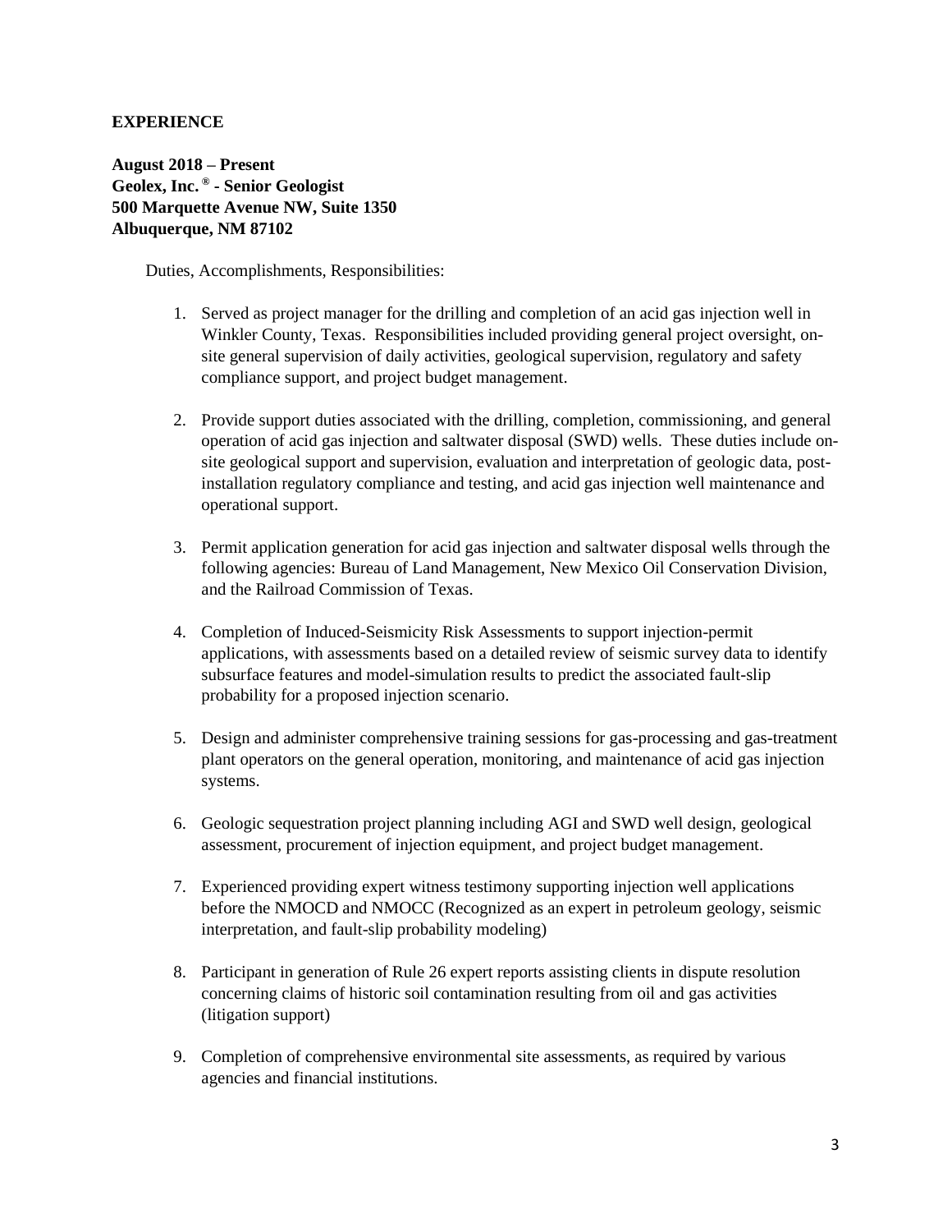## EXPERIENCE

**August 2018 – Present**
**Geolex, Inc.® - Senior Geologist**
**500 Marquette Avenue NW, Suite 1350**
**Albuquerque, NM 87102**

Duties, Accomplishments, Responsibilities:

1. Served as project manager for the drilling and completion of an acid gas injection well in Winkler County, Texas. Responsibilities included providing general project oversight, on-site general supervision of daily activities, geological supervision, regulatory and safety compliance support, and project budget management.

2. Provide support duties associated with the drilling, completion, commissioning, and general operation of acid gas injection and saltwater disposal (SWD) wells. These duties include on-site geological support and supervision, evaluation and interpretation of geologic data, post-installation regulatory compliance and testing, and acid gas injection well maintenance and operational support.

3. Permit application generation for acid gas injection and saltwater disposal wells through the following agencies: Bureau of Land Management, New Mexico Oil Conservation Division, and the Railroad Commission of Texas.

4. Completion of Induced-Seismicity Risk Assessments to support injection-permit applications, with assessments based on a detailed review of seismic survey data to identify subsurface features and model-simulation results to predict the associated fault-slip probability for a proposed injection scenario.

5. Design and administer comprehensive training sessions for gas-processing and gas-treatment plant operators on the general operation, monitoring, and maintenance of acid gas injection systems.

6. Geologic sequestration project planning including AGI and SWD well design, geological assessment, procurement of injection equipment, and project budget management.

7. Experienced providing expert witness testimony supporting injection well applications before the NMOCD and NMOCC (Recognized as an expert in petroleum geology, seismic interpretation, and fault-slip probability modeling)

8. Participant in generation of Rule 26 expert reports assisting clients in dispute resolution concerning claims of historic soil contamination resulting from oil and gas activities (litigation support)

9. Completion of comprehensive environmental site assessments, as required by various agencies and financial institutions.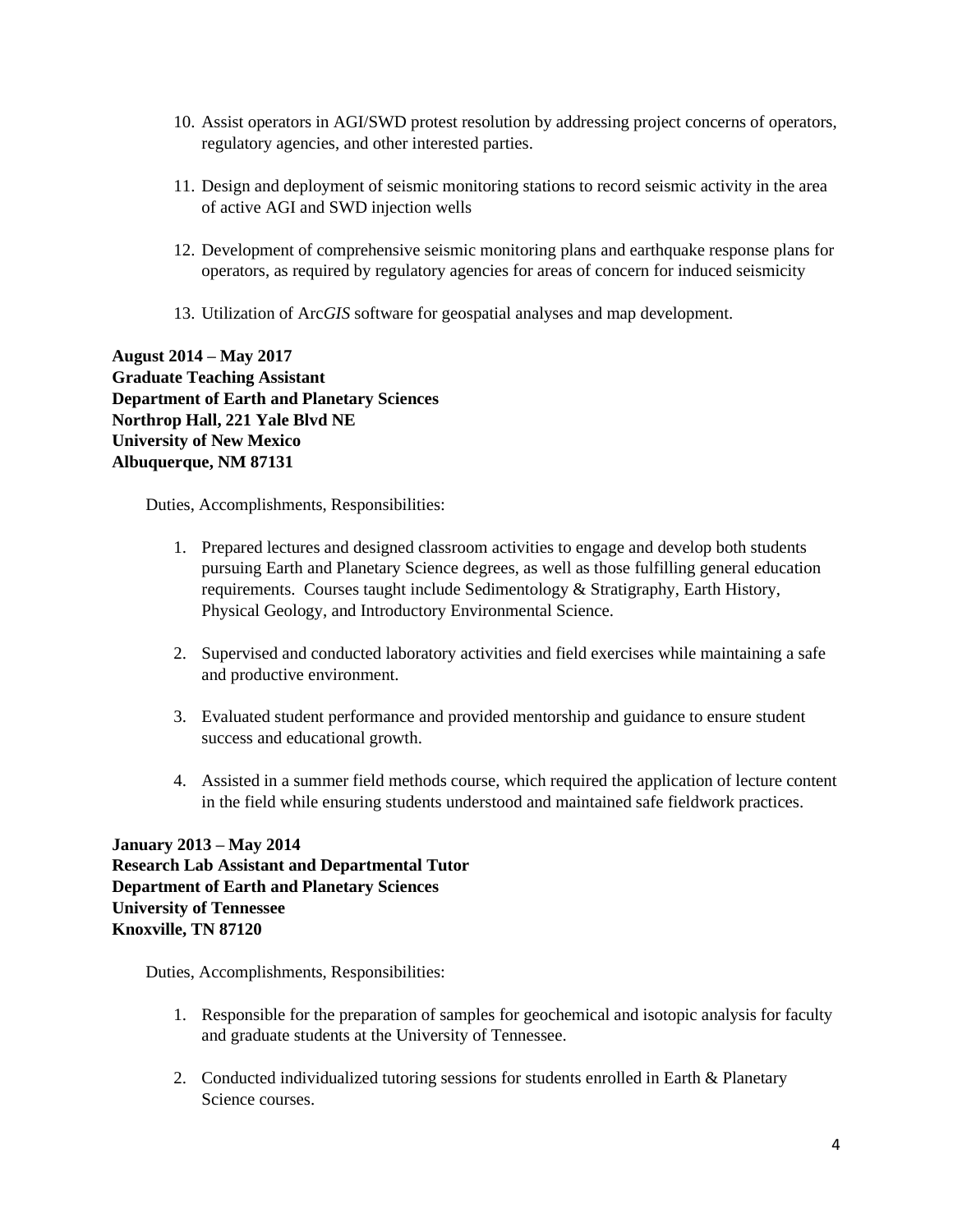10. Assist operators in AGI/SWD protest resolution by addressing project concerns of operators, regulatory agencies, and other interested parties.

11. Design and deployment of seismic monitoring stations to record seismic activity in the area of active AGI and SWD injection wells

12. Development of comprehensive seismic monitoring plans and earthquake response plans for operators, as required by regulatory agencies for areas of concern for induced seismicity

13. Utilization of Arc*GIS* software for geospatial analyses and map development.

**August 2014 – May 2017**
**Graduate Teaching Assistant**
**Department of Earth and Planetary Sciences**
**Northrop Hall, 221 Yale Blvd NE**
**University of New Mexico**
**Albuquerque, NM 87131**

Duties, Accomplishments, Responsibilities:

1. Prepared lectures and designed classroom activities to engage and develop both students pursuing Earth and Planetary Science degrees, as well as those fulfilling general education requirements. Courses taught include Sedimentology & Stratigraphy, Earth History, Physical Geology, and Introductory Environmental Science.

2. Supervised and conducted laboratory activities and field exercises while maintaining a safe and productive environment.

3. Evaluated student performance and provided mentorship and guidance to ensure student success and educational growth.

4. Assisted in a summer field methods course, which required the application of lecture content in the field while ensuring students understood and maintained safe fieldwork practices.

**January 2013 – May 2014**
**Research Lab Assistant and Departmental Tutor**
**Department of Earth and Planetary Sciences**
**University of Tennessee**
**Knoxville, TN 87120**

Duties, Accomplishments, Responsibilities:

1. Responsible for the preparation of samples for geochemical and isotopic analysis for faculty and graduate students at the University of Tennessee.

2. Conducted individualized tutoring sessions for students enrolled in Earth & Planetary Science courses.